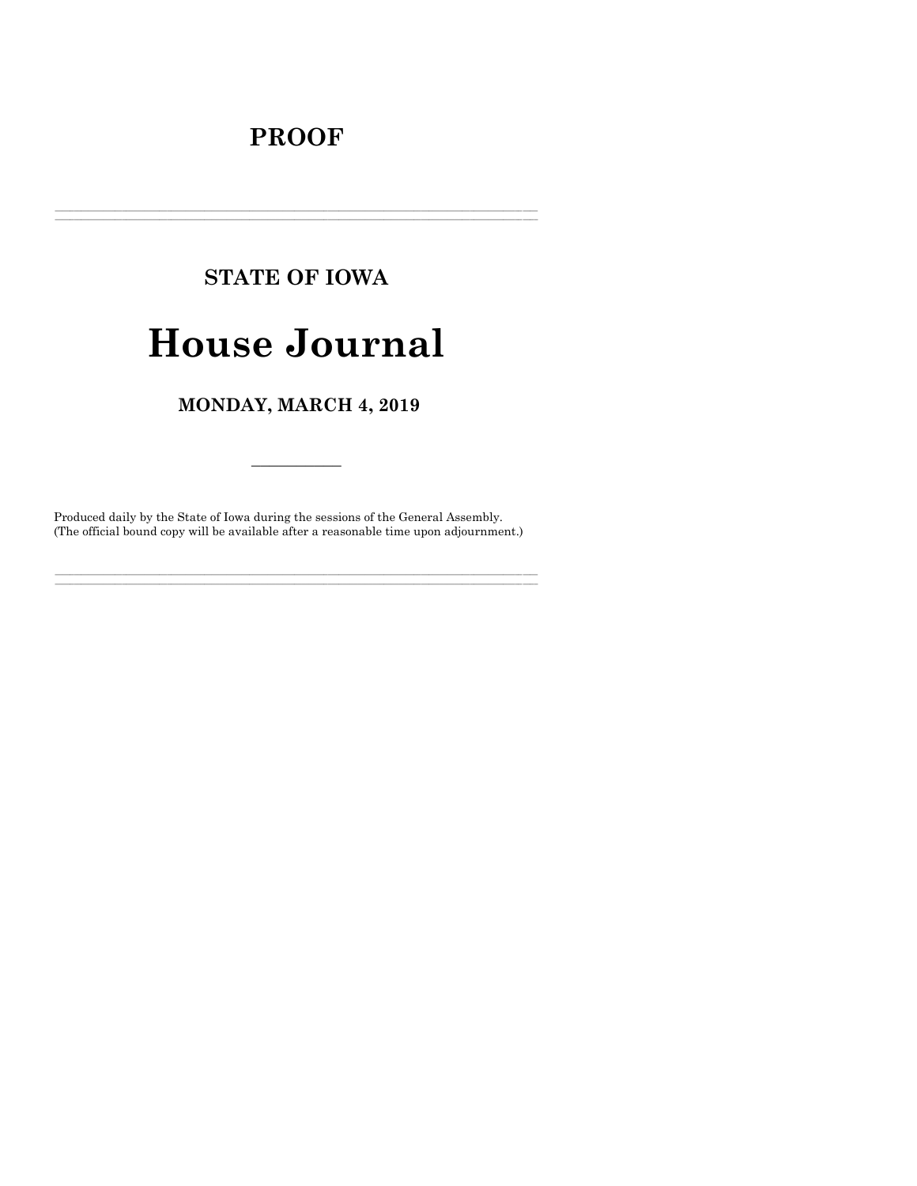# PROOF

---

## STATE OF IOWA

# House Journal

## MONDAY, MARCH 4, 2019

---

Produced daily by the State of Iowa during the sessions of the General Assembly.
(The official bound copy will be available after a reasonable time upon adjournment.)

---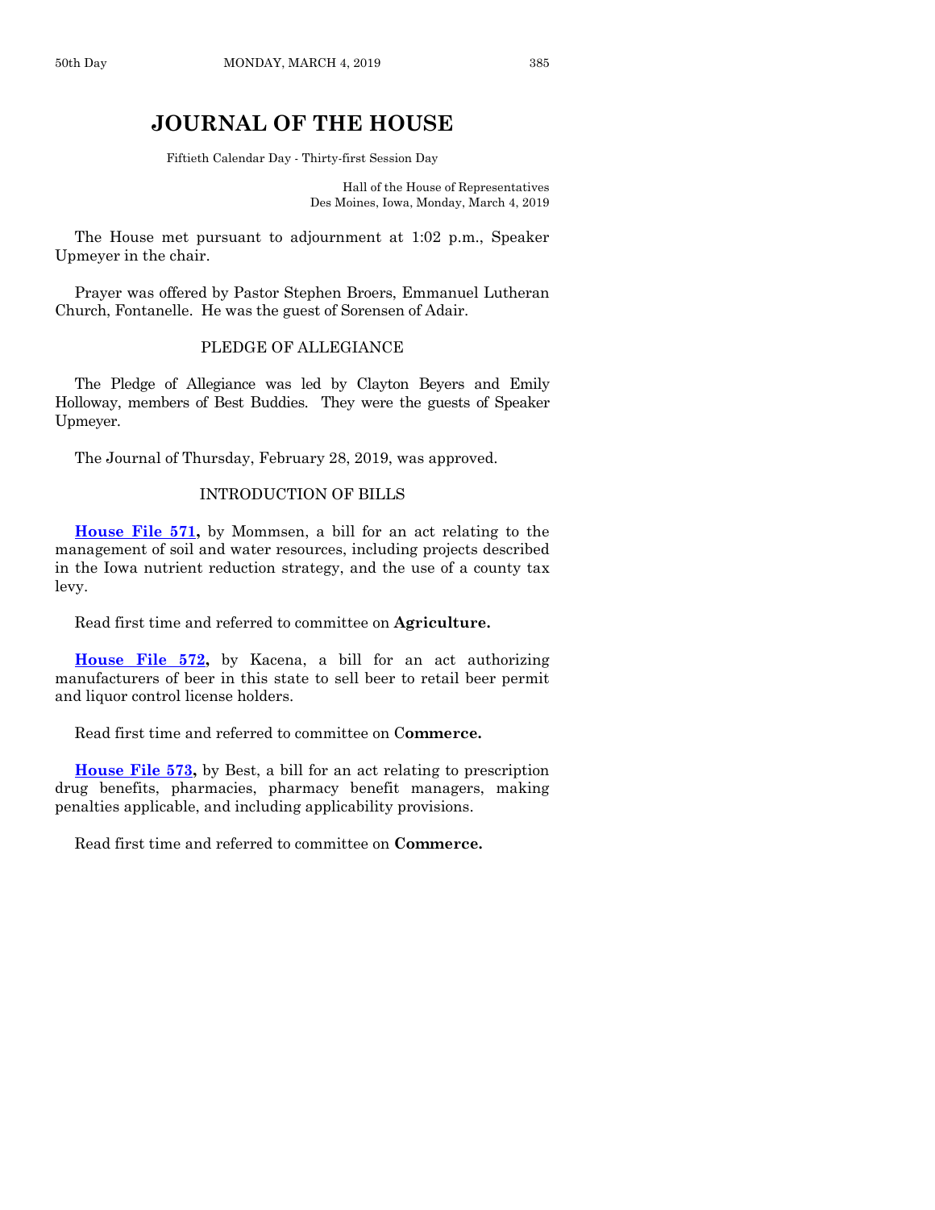# JOURNAL OF THE HOUSE

Fiftieth Calendar Day - Thirty-first Session Day

Hall of the House of Representatives
Des Moines, Iowa, Monday, March 4, 2019

The House met pursuant to adjournment at 1:02 p.m., Speaker Upmeyer in the chair.

Prayer was offered by Pastor Stephen Broers, Emmanuel Lutheran Church, Fontanelle. He was the guest of Sorensen of Adair.

## PLEDGE OF ALLEGIANCE

The Pledge of Allegiance was led by Clayton Beyers and Emily Holloway, members of Best Buddies. They were the guests of Speaker Upmeyer.

The Journal of Thursday, February 28, 2019, was approved.

## INTRODUCTION OF BILLS

**House File 571,** by Mommsen, a bill for an act relating to the management of soil and water resources, including projects described in the Iowa nutrient reduction strategy, and the use of a county tax levy.

Read first time and referred to committee on **Agriculture.**

**House File 572,** by Kacena, a bill for an act authorizing manufacturers of beer in this state to sell beer to retail beer permit and liquor control license holders.

Read first time and referred to committee on **Commerce.**

**House File 573,** by Best, a bill for an act relating to prescription drug benefits, pharmacies, pharmacy benefit managers, making penalties applicable, and including applicability provisions.

Read first time and referred to committee on **Commerce.**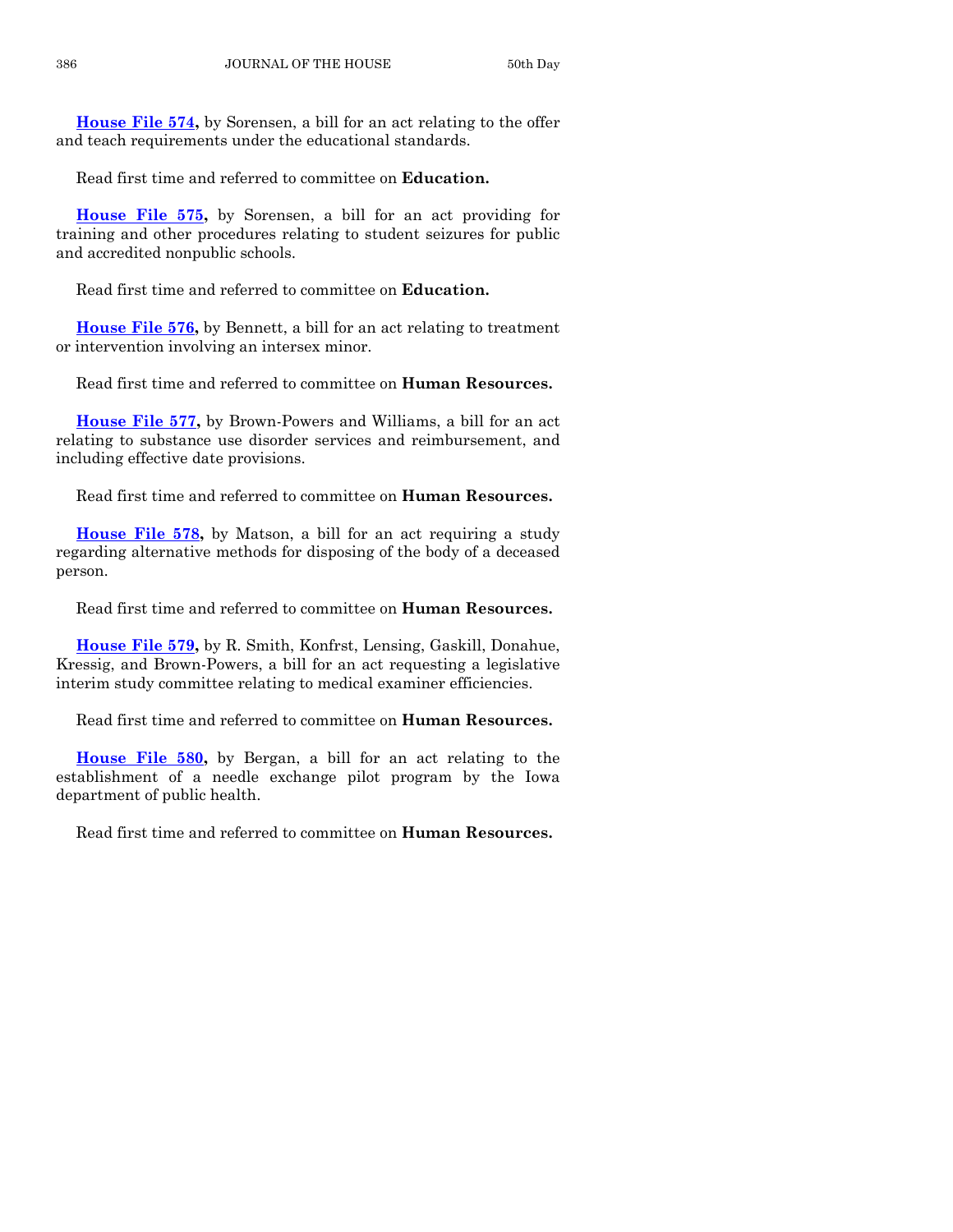**House File 574,** by Sorensen, a bill for an act relating to the offer and teach requirements under the educational standards.

Read first time and referred to committee on **Education.**

**House File 575,** by Sorensen, a bill for an act providing for training and other procedures relating to student seizures for public and accredited nonpublic schools.

Read first time and referred to committee on **Education.**

**House File 576,** by Bennett, a bill for an act relating to treatment or intervention involving an intersex minor.

Read first time and referred to committee on **Human Resources.**

**House File 577,** by Brown-Powers and Williams, a bill for an act relating to substance use disorder services and reimbursement, and including effective date provisions.

Read first time and referred to committee on **Human Resources.**

**House File 578,** by Matson, a bill for an act requiring a study regarding alternative methods for disposing of the body of a deceased person.

Read first time and referred to committee on **Human Resources.**

**House File 579,** by R. Smith, Konfrst, Lensing, Gaskill, Donahue, Kressig, and Brown-Powers, a bill for an act requesting a legislative interim study committee relating to medical examiner efficiencies.

Read first time and referred to committee on **Human Resources.**

**House File 580,** by Bergan, a bill for an act relating to the establishment of a needle exchange pilot program by the Iowa department of public health.

Read first time and referred to committee on **Human Resources.**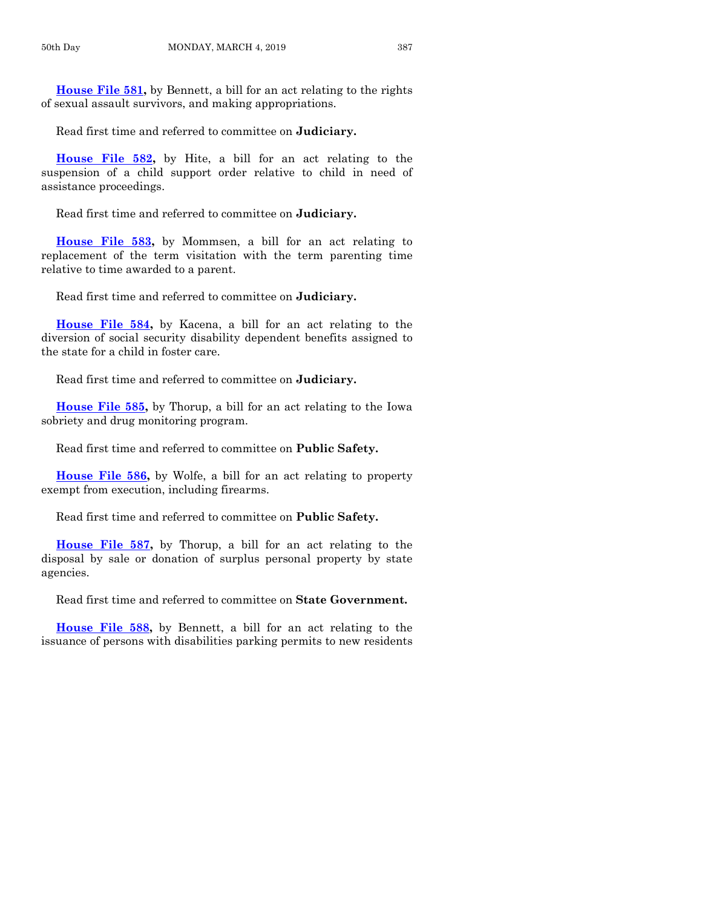**House File 581,** by Bennett, a bill for an act relating to the rights of sexual assault survivors, and making appropriations.

Read first time and referred to committee on **Judiciary.**

**House File 582,** by Hite, a bill for an act relating to the suspension of a child support order relative to child in need of assistance proceedings.

Read first time and referred to committee on **Judiciary.**

**House File 583,** by Mommsen, a bill for an act relating to replacement of the term visitation with the term parenting time relative to time awarded to a parent.

Read first time and referred to committee on **Judiciary.**

**House File 584,** by Kacena, a bill for an act relating to the diversion of social security disability dependent benefits assigned to the state for a child in foster care.

Read first time and referred to committee on **Judiciary.**

**House File 585,** by Thorup, a bill for an act relating to the Iowa sobriety and drug monitoring program.

Read first time and referred to committee on **Public Safety.**

**House File 586,** by Wolfe, a bill for an act relating to property exempt from execution, including firearms.

Read first time and referred to committee on **Public Safety.**

**House File 587,** by Thorup, a bill for an act relating to the disposal by sale or donation of surplus personal property by state agencies.

Read first time and referred to committee on **State Government.**

**House File 588,** by Bennett, a bill for an act relating to the issuance of persons with disabilities parking permits to new residents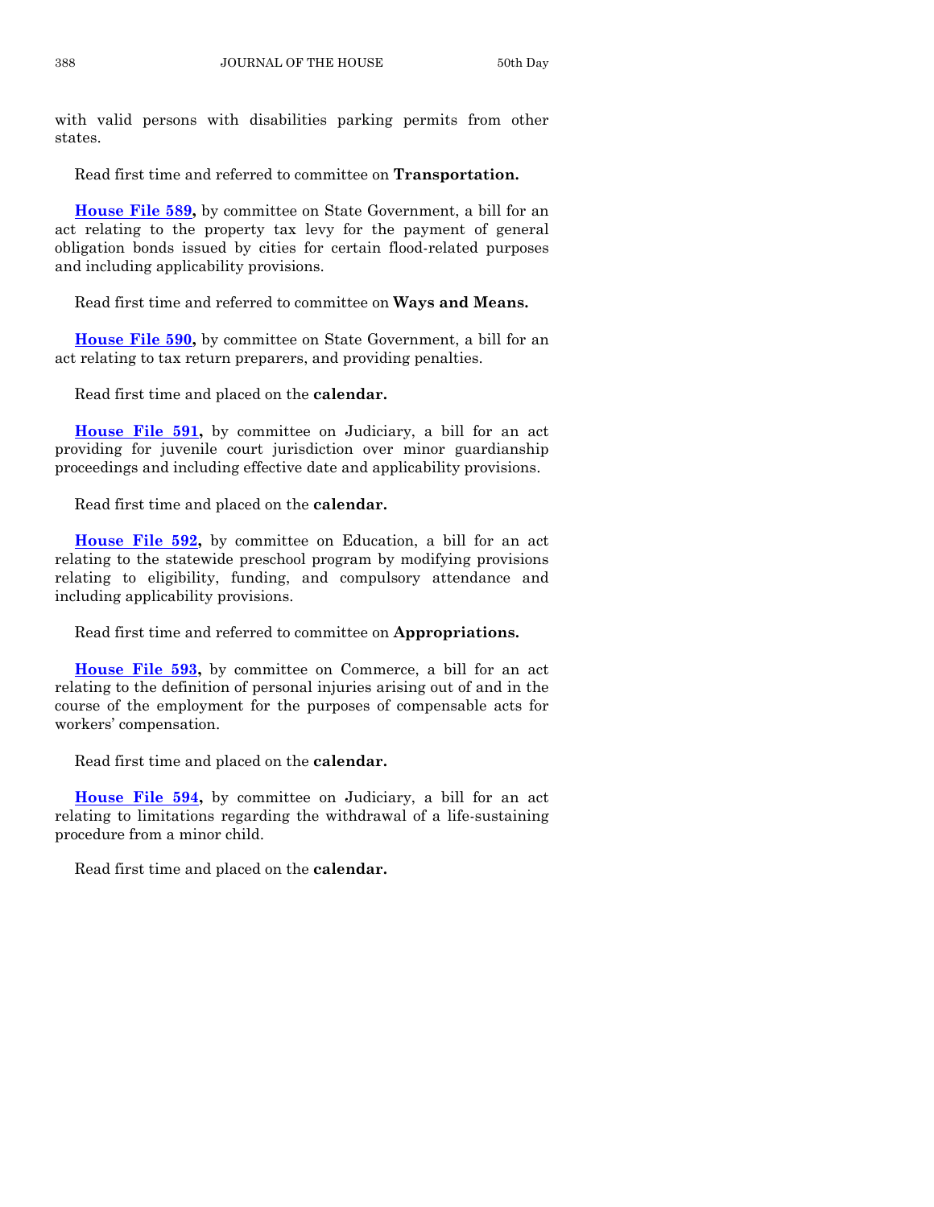with valid persons with disabilities parking permits from other states.

Read first time and referred to committee on **Transportation.**

**House File 589,** by committee on State Government, a bill for an act relating to the property tax levy for the payment of general obligation bonds issued by cities for certain flood-related purposes and including applicability provisions.

Read first time and referred to committee on **Ways and Means.**

**House File 590,** by committee on State Government, a bill for an act relating to tax return preparers, and providing penalties.

Read first time and placed on the **calendar.**

**House File 591,** by committee on Judiciary, a bill for an act providing for juvenile court jurisdiction over minor guardianship proceedings and including effective date and applicability provisions.

Read first time and placed on the **calendar.**

**House File 592,** by committee on Education, a bill for an act relating to the statewide preschool program by modifying provisions relating to eligibility, funding, and compulsory attendance and including applicability provisions.

Read first time and referred to committee on **Appropriations.**

**House File 593,** by committee on Commerce, a bill for an act relating to the definition of personal injuries arising out of and in the course of the employment for the purposes of compensable acts for workers' compensation.

Read first time and placed on the **calendar.**

**House File 594,** by committee on Judiciary, a bill for an act relating to limitations regarding the withdrawal of a life-sustaining procedure from a minor child.

Read first time and placed on the **calendar.**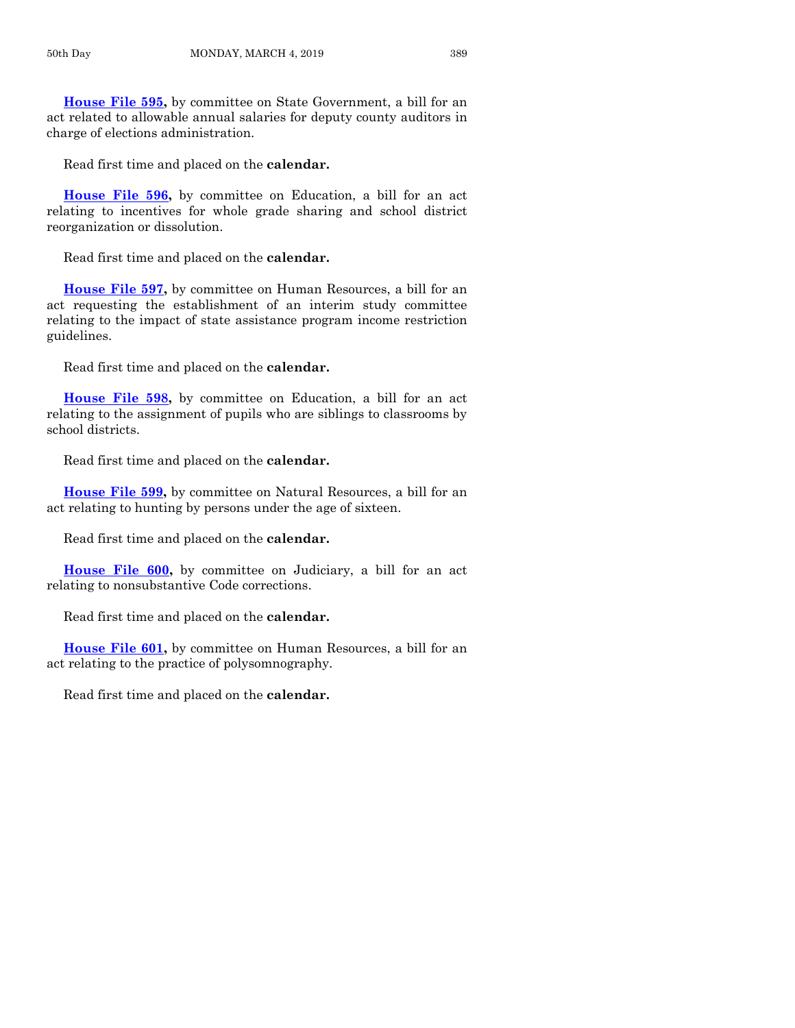**House File 595,** by committee on State Government, a bill for an act related to allowable annual salaries for deputy county auditors in charge of elections administration.

Read first time and placed on the **calendar.**

**House File 596,** by committee on Education, a bill for an act relating to incentives for whole grade sharing and school district reorganization or dissolution.

Read first time and placed on the **calendar.**

**House File 597,** by committee on Human Resources, a bill for an act requesting the establishment of an interim study committee relating to the impact of state assistance program income restriction guidelines.

Read first time and placed on the **calendar.**

**House File 598,** by committee on Education, a bill for an act relating to the assignment of pupils who are siblings to classrooms by school districts.

Read first time and placed on the **calendar.**

**House File 599,** by committee on Natural Resources, a bill for an act relating to hunting by persons under the age of sixteen.

Read first time and placed on the **calendar.**

**House File 600,** by committee on Judiciary, a bill for an act relating to nonsubstantive Code corrections.

Read first time and placed on the **calendar.**

**House File 601,** by committee on Human Resources, a bill for an act relating to the practice of polysomnography.

Read first time and placed on the **calendar.**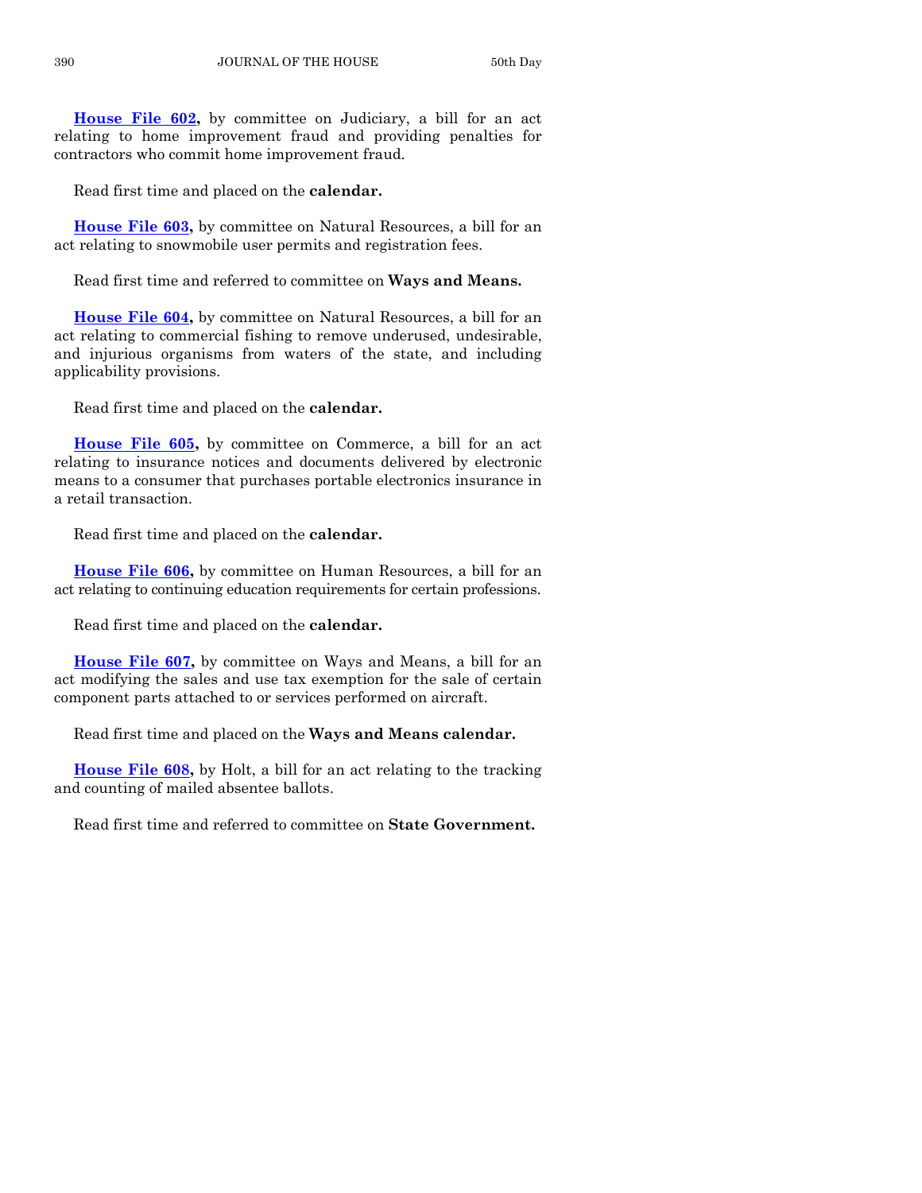**House File 602,** by committee on Judiciary, a bill for an act relating to home improvement fraud and providing penalties for contractors who commit home improvement fraud.

Read first time and placed on the **calendar.**

**House File 603,** by committee on Natural Resources, a bill for an act relating to snowmobile user permits and registration fees.

Read first time and referred to committee on **Ways and Means.**

**House File 604,** by committee on Natural Resources, a bill for an act relating to commercial fishing to remove underused, undesirable, and injurious organisms from waters of the state, and including applicability provisions.

Read first time and placed on the **calendar.**

**House File 605,** by committee on Commerce, a bill for an act relating to insurance notices and documents delivered by electronic means to a consumer that purchases portable electronics insurance in a retail transaction.

Read first time and placed on the **calendar.**

**House File 606,** by committee on Human Resources, a bill for an act relating to continuing education requirements for certain professions.

Read first time and placed on the **calendar.**

**House File 607,** by committee on Ways and Means, a bill for an act modifying the sales and use tax exemption for the sale of certain component parts attached to or services performed on aircraft.

Read first time and placed on the **Ways and Means calendar.**

**House File 608,** by Holt, a bill for an act relating to the tracking and counting of mailed absentee ballots.

Read first time and referred to committee on **State Government.**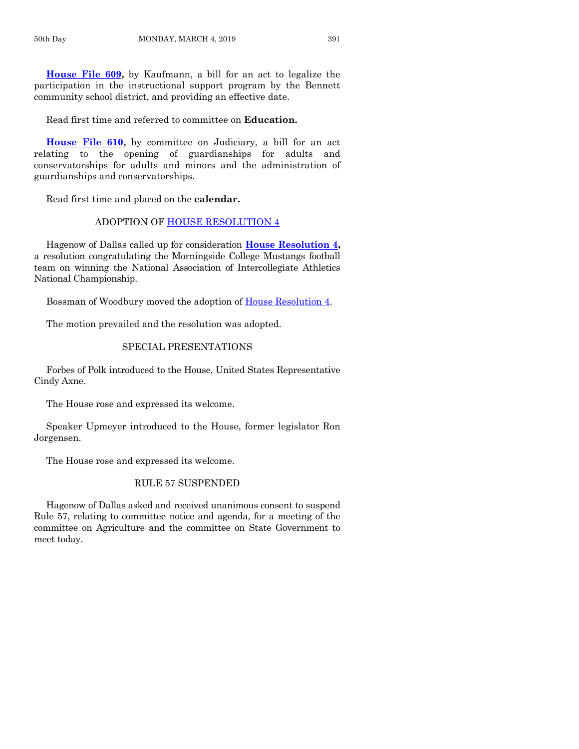**House File 609,** by Kaufmann, a bill for an act to legalize the participation in the instructional support program by the Bennett community school district, and providing an effective date.

Read first time and referred to committee on **Education.**

**House File 610,** by committee on Judiciary, a bill for an act relating to the opening of guardianships for adults and conservatorships for adults and minors and the administration of guardianships and conservatorships.

Read first time and placed on the **calendar.**

## ADOPTION OF HOUSE RESOLUTION 4

Hagenow of Dallas called up for consideration **House Resolution 4,** a resolution congratulating the Morningside College Mustangs football team on winning the National Association of Intercollegiate Athletics National Championship.

Bossman of Woodbury moved the adoption of House Resolution 4.

The motion prevailed and the resolution was adopted.

## SPECIAL PRESENTATIONS

Forbes of Polk introduced to the House, United States Representative Cindy Axne.

The House rose and expressed its welcome.

Speaker Upmeyer introduced to the House, former legislator Ron Jorgensen.

The House rose and expressed its welcome.

## RULE 57 SUSPENDED

Hagenow of Dallas asked and received unanimous consent to suspend Rule 57, relating to committee notice and agenda, for a meeting of the committee on Agriculture and the committee on State Government to meet today.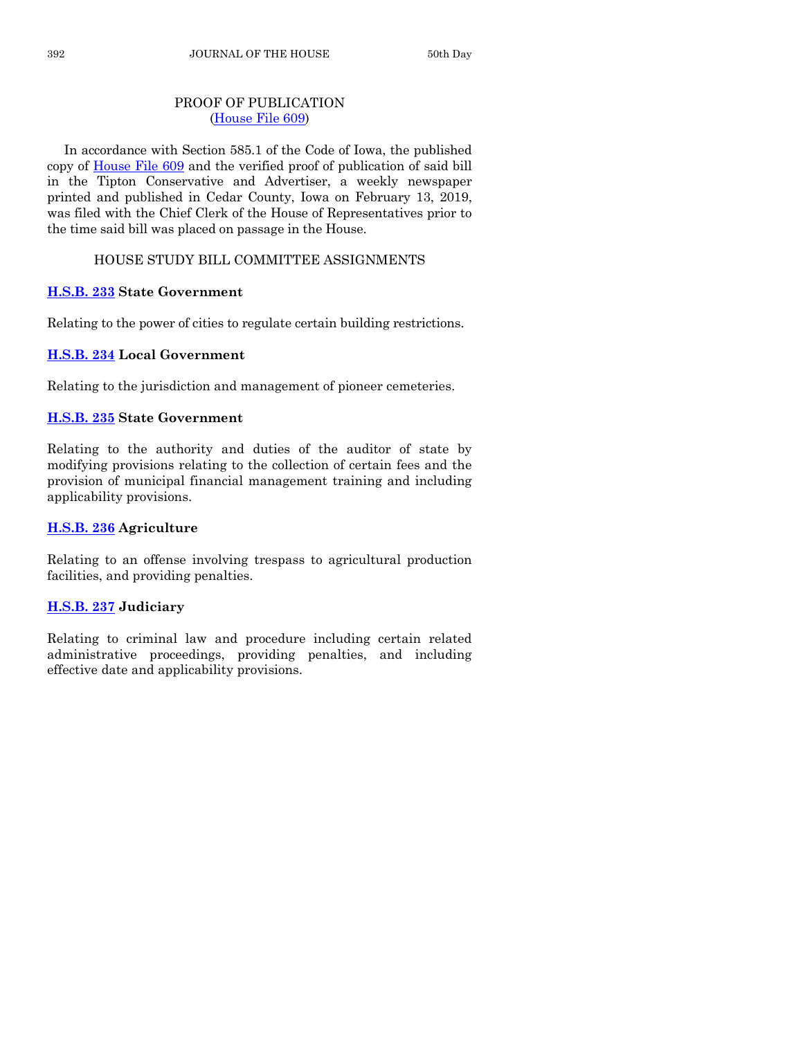## PROOF OF PUBLICATION
(House File 609)

In accordance with Section 585.1 of the Code of Iowa, the published copy of House File 609 and the verified proof of publication of said bill in the Tipton Conservative and Advertiser, a weekly newspaper printed and published in Cedar County, Iowa on February 13, 2019, was filed with the Chief Clerk of the House of Representatives prior to the time said bill was placed on passage in the House.

## HOUSE STUDY BILL COMMITTEE ASSIGNMENTS

**H.S.B. 233 State Government**

Relating to the power of cities to regulate certain building restrictions.

**H.S.B. 234 Local Government**

Relating to the jurisdiction and management of pioneer cemeteries.

**H.S.B. 235 State Government**

Relating to the authority and duties of the auditor of state by modifying provisions relating to the collection of certain fees and the provision of municipal financial management training and including applicability provisions.

**H.S.B. 236 Agriculture**

Relating to an offense involving trespass to agricultural production facilities, and providing penalties.

**H.S.B. 237 Judiciary**

Relating to criminal law and procedure including certain related administrative proceedings, providing penalties, and including effective date and applicability provisions.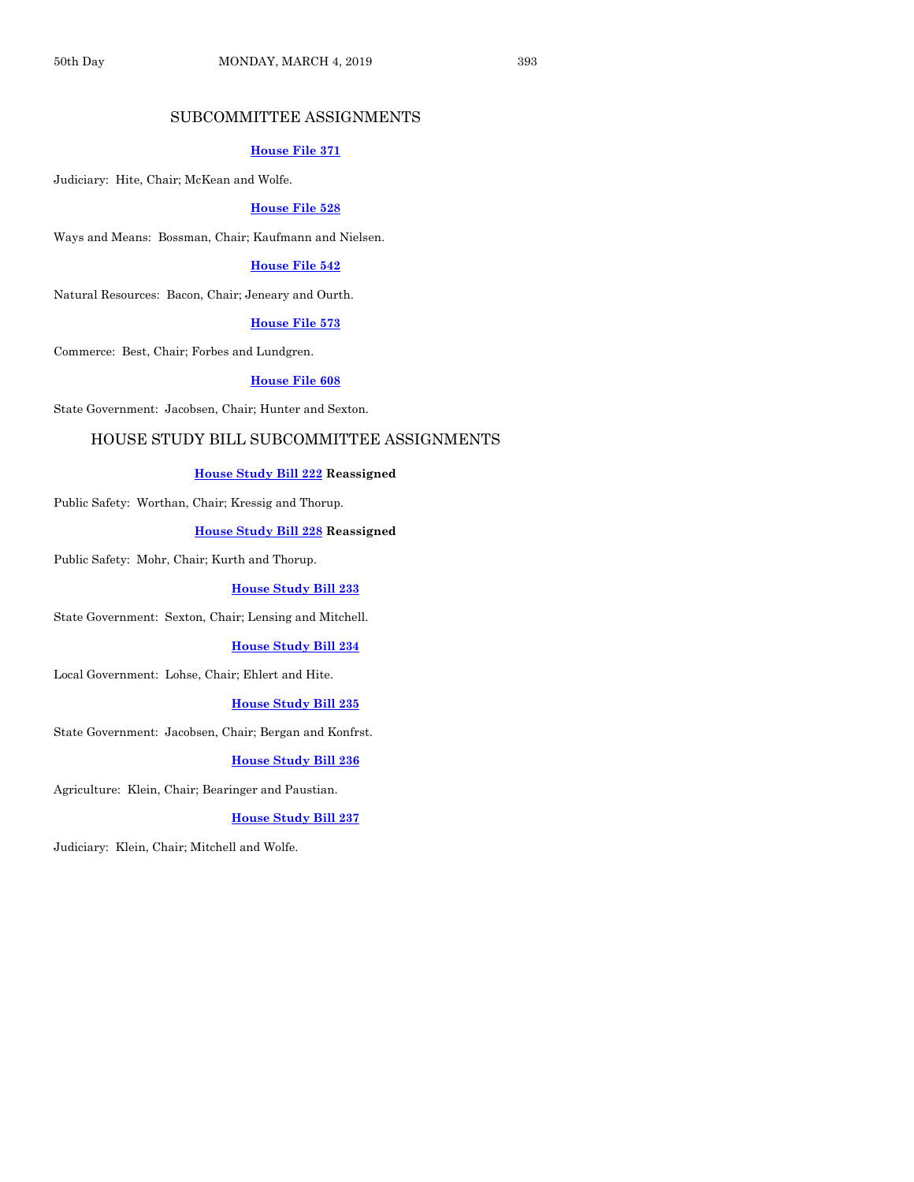## SUBCOMMITTEE ASSIGNMENTS

**House File 371**

Judiciary: Hite, Chair; McKean and Wolfe.

**House File 528**

Ways and Means: Bossman, Chair; Kaufmann and Nielsen.

**House File 542**

Natural Resources: Bacon, Chair; Jeneary and Ourth.

**House File 573**

Commerce: Best, Chair; Forbes and Lundgren.

**House File 608**

State Government: Jacobsen, Chair; Hunter and Sexton.

## HOUSE STUDY BILL SUBCOMMITTEE ASSIGNMENTS

**House Study Bill 222 Reassigned**

Public Safety: Worthan, Chair; Kressig and Thorup.

**House Study Bill 228 Reassigned**

Public Safety: Mohr, Chair; Kurth and Thorup.

**House Study Bill 233**

State Government: Sexton, Chair; Lensing and Mitchell.

**House Study Bill 234**

Local Government: Lohse, Chair; Ehlert and Hite.

**House Study Bill 235**

State Government: Jacobsen, Chair; Bergan and Konfrst.

**House Study Bill 236**

Agriculture: Klein, Chair; Bearinger and Paustian.

**House Study Bill 237**

Judiciary: Klein, Chair; Mitchell and Wolfe.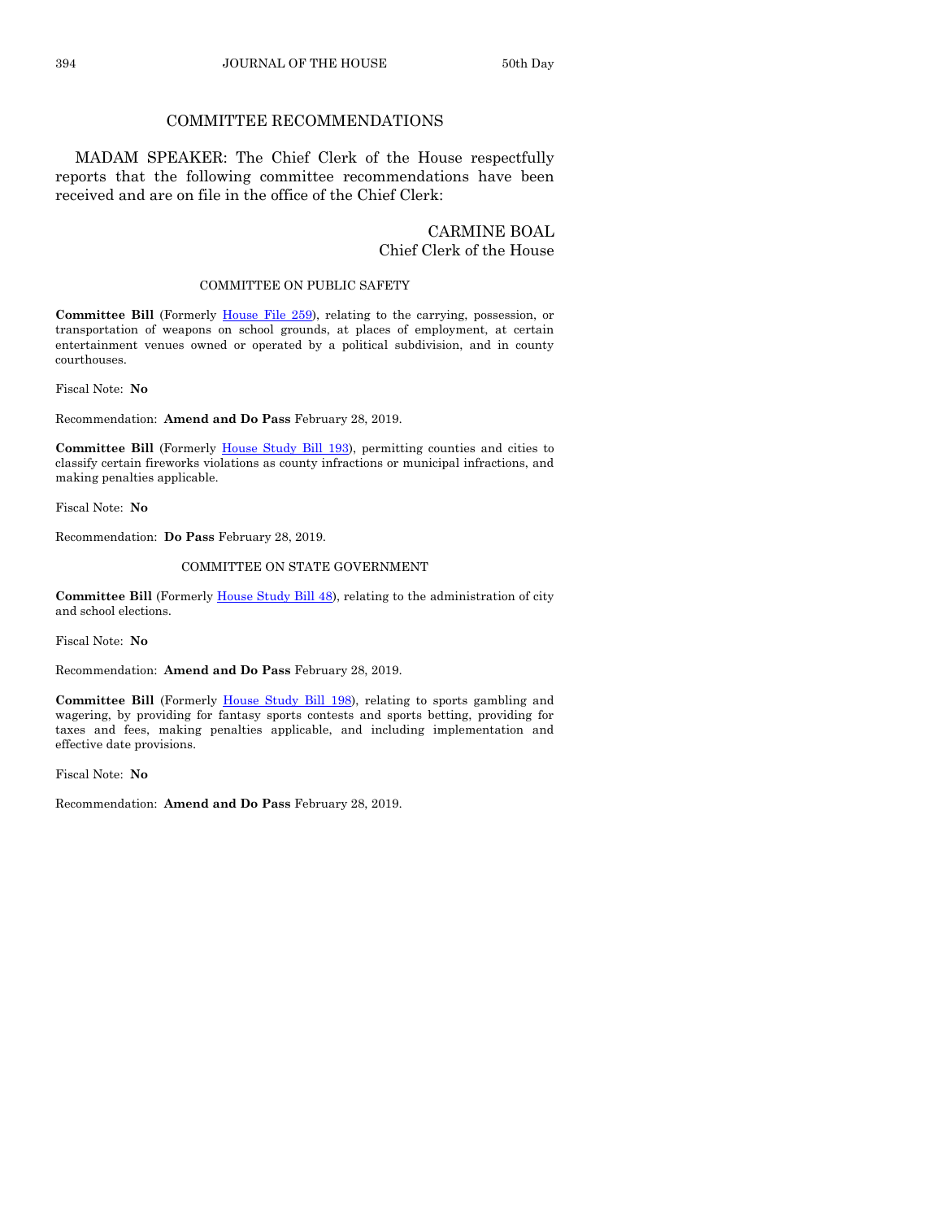## COMMITTEE RECOMMENDATIONS

MADAM SPEAKER: The Chief Clerk of the House respectfully reports that the following committee recommendations have been received and are on file in the office of the Chief Clerk:

CARMINE BOAL
Chief Clerk of the House

### COMMITTEE ON PUBLIC SAFETY

**Committee Bill** (Formerly House File 259), relating to the carrying, possession, or transportation of weapons on school grounds, at places of employment, at certain entertainment venues owned or operated by a political subdivision, and in county courthouses.

Fiscal Note: **No**

Recommendation: **Amend and Do Pass** February 28, 2019.

**Committee Bill** (Formerly House Study Bill 193), permitting counties and cities to classify certain fireworks violations as county infractions or municipal infractions, and making penalties applicable.

Fiscal Note: **No**

Recommendation: **Do Pass** February 28, 2019.

### COMMITTEE ON STATE GOVERNMENT

**Committee Bill** (Formerly House Study Bill 48), relating to the administration of city and school elections.

Fiscal Note: **No**

Recommendation: **Amend and Do Pass** February 28, 2019.

**Committee Bill** (Formerly House Study Bill 198), relating to sports gambling and wagering, by providing for fantasy sports contests and sports betting, providing for taxes and fees, making penalties applicable, and including implementation and effective date provisions.

Fiscal Note: **No**

Recommendation: **Amend and Do Pass** February 28, 2019.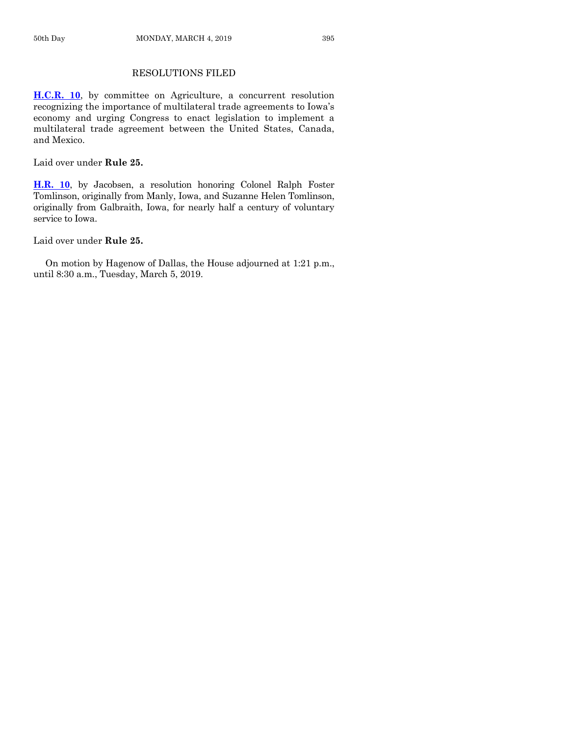## RESOLUTIONS FILED

**H.C.R. 10**, by committee on Agriculture, a concurrent resolution recognizing the importance of multilateral trade agreements to Iowa's economy and urging Congress to enact legislation to implement a multilateral trade agreement between the United States, Canada, and Mexico.

Laid over under **Rule 25.**

**H.R. 10**, by Jacobsen, a resolution honoring Colonel Ralph Foster Tomlinson, originally from Manly, Iowa, and Suzanne Helen Tomlinson, originally from Galbraith, Iowa, for nearly half a century of voluntary service to Iowa.

Laid over under **Rule 25.**

On motion by Hagenow of Dallas, the House adjourned at 1:21 p.m., until 8:30 a.m., Tuesday, March 5, 2019.